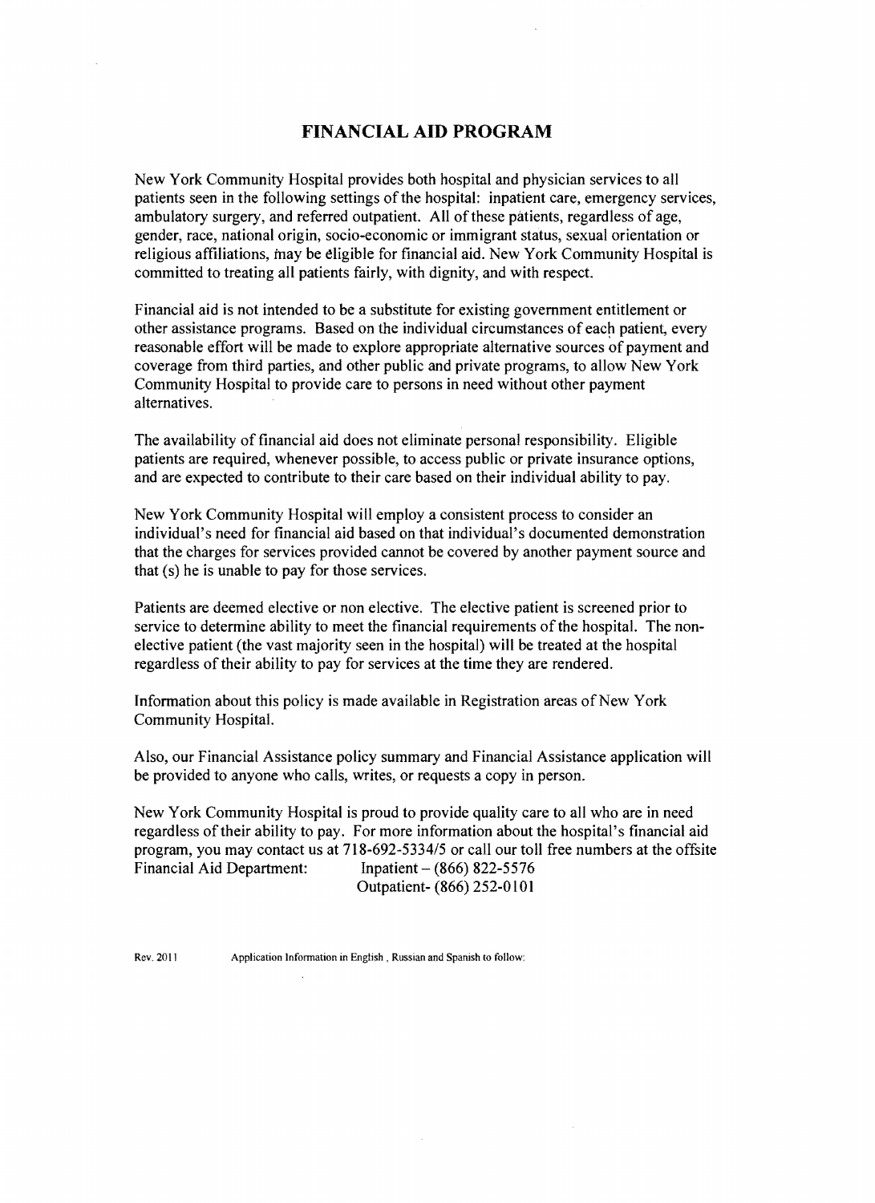# FINANCIAL AID PROGRAM

New York Community Hospital provides both hospital and physician services to all patients seen in the following settings of the hospital: inpatient care, emergency services, ambulatory surgery, and referred outpatient. All of these patients, regardless of age, gender, race, national origin, socio-economic or immigrant status, sexual orientation or religious affiliations, may be eligible for financial aid. New York Community Hospital is committed to treating all patients fairly, with dignity, and with respect.

Financial aid is not intended to be a substitute for existing government entitlement or other assistance programs. Based on the individual circumstances of each patient, every reasonable effort will be made to explore appropriate alternative sources of payment and coverage from third parties, and other public and private programs, to allow New York Community Hospital to provide care to persons in need without other payment alternatives.

The availability of financial aid does not eliminate personal responsibility. Eligible patients are required, whenever possible, to access public or private insurance options, and are expected to contribute to their care based on their individual ability to pay.

New York Community Hospital will employ a consistent process to consider an individual's need for financial aid based on that individual's documented demonstration that the charges for services provided cannot be covered by another payment source and that (s) he is unable to pay for those services.

Patients are deemed elective or non elective. The elective patient is screened prior to service to determine ability to meet the financial requirements of the hospital. The non-elective patient (the vast majority seen in the hospital) will be treated at the hospital regardless of their ability to pay for services at the time they are rendered.

Information about this policy is made available in Registration areas of New York Community Hospital.

Also, our Financial Assistance policy summary and Financial Assistance application will be provided to anyone who calls, writes, or requests a copy in person.

New York Community Hospital is proud to provide quality care to all who are in need regardless of their ability to pay. For more information about the hospital's financial aid program, you may contact us at 718-692-5334/5 or call our toll free numbers at the offsite Financial Aid Department: Inpatient – (866) 822-5576
Outpatient- (866) 252-0101

Rev. 2011 Application Information in English , Russian and Spanish to follow: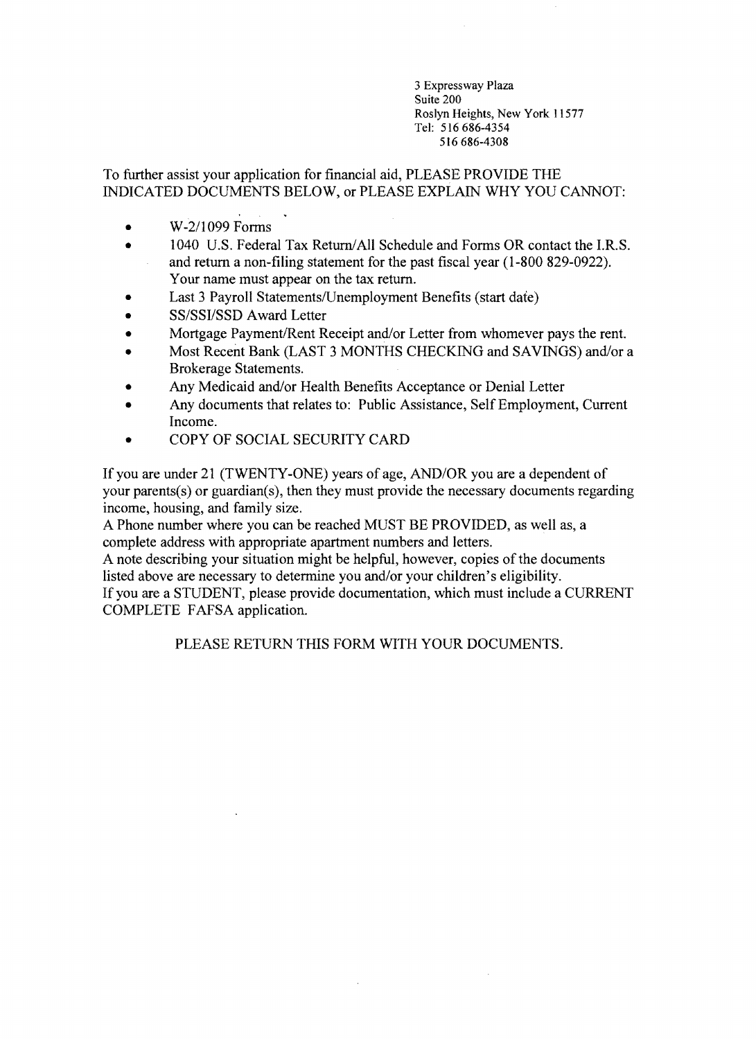3 Expressway Plaza
Suite 200
Roslyn Heights, New York 11577
Tel: 516 686-4354
516 686-4308

To further assist your application for financial aid, PLEASE PROVIDE THE INDICATED DOCUMENTS BELOW, or PLEASE EXPLAIN WHY YOU CANNOT:

- W-2/1099 Forms
- 1040 U.S. Federal Tax Return/All Schedule and Forms OR contact the I.R.S. and return a non-filing statement for the past fiscal year (1-800 829-0922). Your name must appear on the tax return.
- Last 3 Payroll Statements/Unemployment Benefits (start date)
- SS/SSI/SSD Award Letter
- Mortgage Payment/Rent Receipt and/or Letter from whomever pays the rent.
- Most Recent Bank (LAST 3 MONTHS CHECKING and SAVINGS) and/or a Brokerage Statements.
- Any Medicaid and/or Health Benefits Acceptance or Denial Letter
- Any documents that relates to: Public Assistance, Self Employment, Current Income.
- COPY OF SOCIAL SECURITY CARD

If you are under 21 (TWENTY-ONE) years of age, AND/OR you are a dependent of your parents(s) or guardian(s), then they must provide the necessary documents regarding income, housing, and family size.

A Phone number where you can be reached MUST BE PROVIDED, as well as, a complete address with appropriate apartment numbers and letters.

A note describing your situation might be helpful, however, copies of the documents listed above are necessary to determine you and/or your children's eligibility.

If you are a STUDENT, please provide documentation, which must include a CURRENT COMPLETE FAFSA application.

PLEASE RETURN THIS FORM WITH YOUR DOCUMENTS.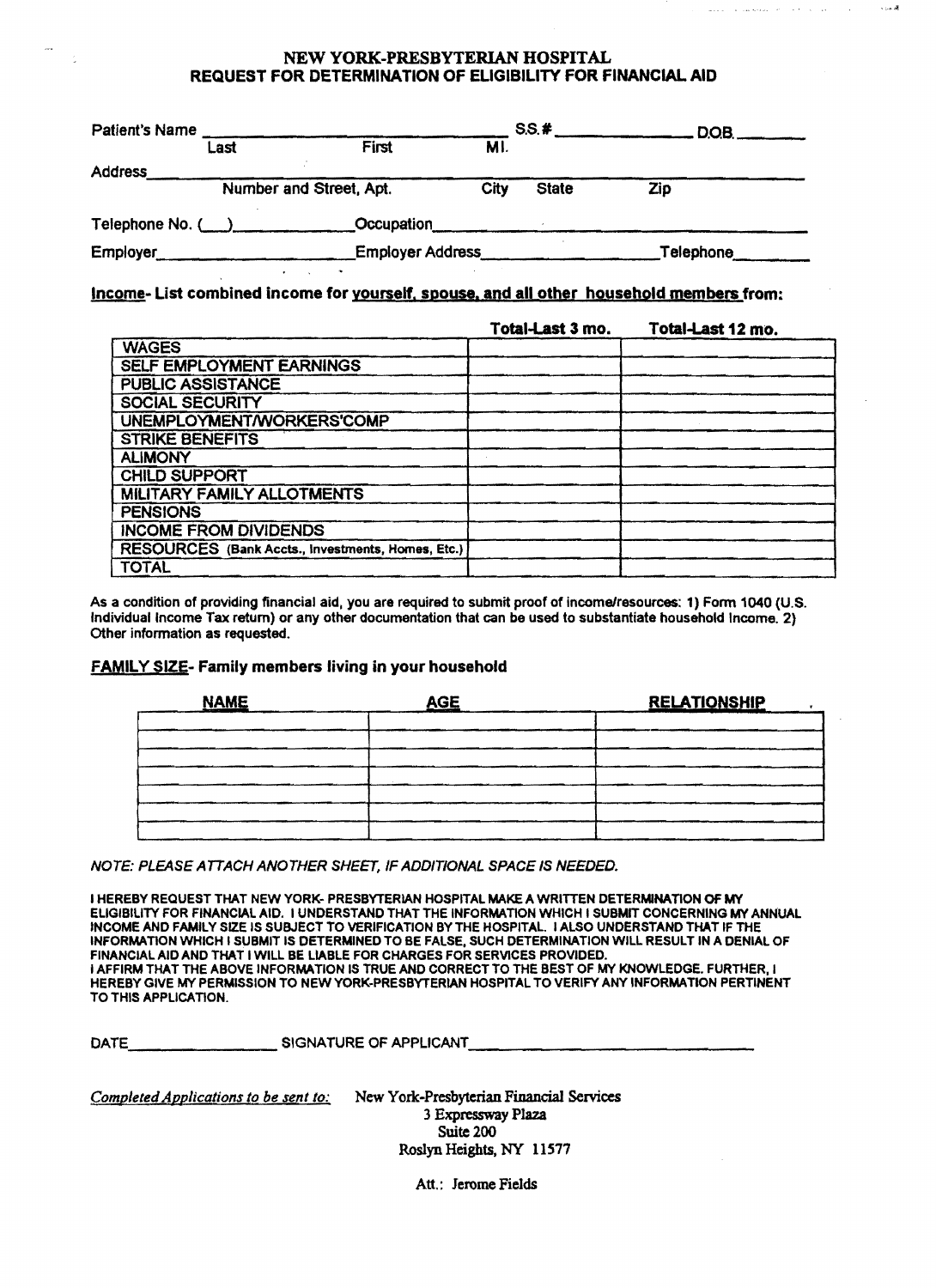# NEW YORK-PRESBYTERIAN HOSPITAL
## REQUEST FOR DETERMINATION OF ELIGIBILITY FOR FINANCIAL AID

Patient's Name ______________________________ S.S.# ______________ D.O.B. ________
Last First M.I.

Address ______________________________________________________________
Number and Street, Apt. City State Zip

Telephone No. (___)____________ Occupation ________________________________

Employer ____________________ Employer Address __________________ Telephone ________

**Income- List combined income for yourself, spouse, and all other household members from:**

| | Total-Last 3 mo. | Total-Last 12 mo. |
|---|---|---|
| WAGES | | |
| SELF EMPLOYMENT EARNINGS | | |
| PUBLIC ASSISTANCE | | |
| SOCIAL SECURITY | | |
| UNEMPLOYMENT/WORKERS'COMP | | |
| STRIKE BENEFITS | | |
| ALIMONY | | |
| CHILD SUPPORT | | |
| MILITARY FAMILY ALLOTMENTS | | |
| PENSIONS | | |
| INCOME FROM DIVIDENDS | | |
| RESOURCES (Bank Accts., Investments, Homes, Etc.) | | |
| TOTAL | | |

As a condition of providing financial aid, you are required to submit proof of income/resources: 1) Form 1040 (U.S. Individual Income Tax return) or any other documentation that can be used to substantiate household income. 2) Other information as requested.

**FAMILY SIZE- Family members living in your household**

| NAME | AGE | RELATIONSHIP |
|---|---|---|
| | | |
| | | |
| | | |
| | | |
| | | |
| | | |

*NOTE: PLEASE ATTACH ANOTHER SHEET, IF ADDITIONAL SPACE IS NEEDED.*

I HEREBY REQUEST THAT NEW YORK- PRESBYTERIAN HOSPITAL MAKE A WRITTEN DETERMINATION OF MY ELIGIBILITY FOR FINANCIAL AID. I UNDERSTAND THAT THE INFORMATION WHICH I SUBMIT CONCERNING MY ANNUAL INCOME AND FAMILY SIZE IS SUBJECT TO VERIFICATION BY THE HOSPITAL. I ALSO UNDERSTAND THAT IF THE INFORMATION WHICH I SUBMIT IS DETERMINED TO BE FALSE, SUCH DETERMINATION WILL RESULT IN A DENIAL OF FINANCIAL AID AND THAT I WILL BE LIABLE FOR CHARGES FOR SERVICES PROVIDED.
I AFFIRM THAT THE ABOVE INFORMATION IS TRUE AND CORRECT TO THE BEST OF MY KNOWLEDGE. FURTHER, I HEREBY GIVE MY PERMISSION TO NEW YORK-PRESBYTERIAN HOSPITAL TO VERIFY ANY INFORMATION PERTINENT TO THIS APPLICATION.

DATE ________________ SIGNATURE OF APPLICANT ________________________________

*Completed Applications to be sent to:* New York-Presbyterian Financial Services
3 Expressway Plaza
Suite 200
Roslyn Heights, NY 11577

Att.: Jerome Fields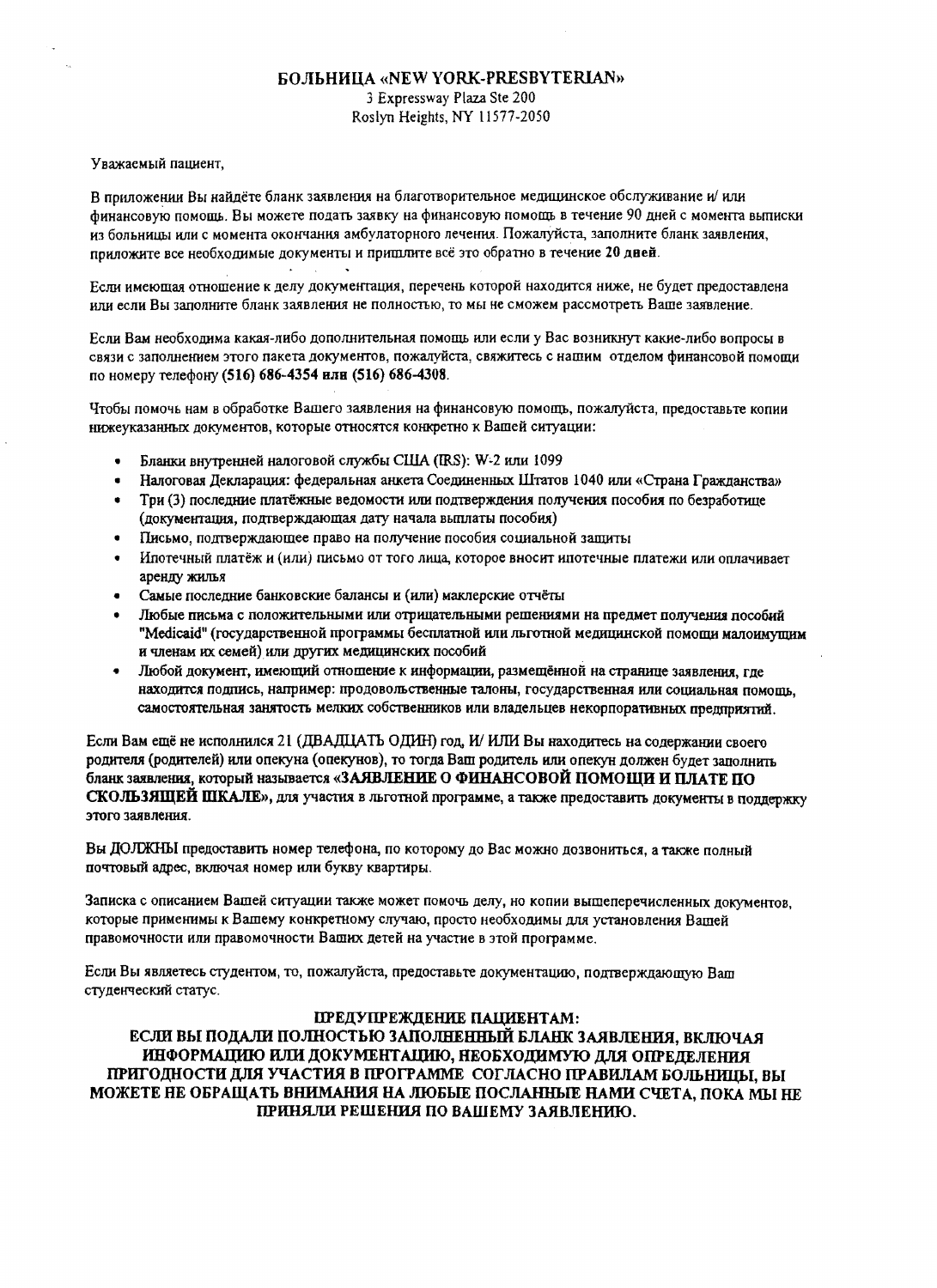**БОЛЬНИЦА «NEW YORK-PRESBYTERIAN»**
3 Expressway Plaza Ste 200
Roslyn Heights, NY 11577-2050

Уважаемый пациент,

В приложении Вы найдёте бланк заявления на благотворительное медицинское обслуживание и/ или финансовую помощь. Вы можете подать заявку на финансовую помощь в течение 90 дней с момента выписки из больницы или с момента окончания амбулаторного лечения. Пожалуйста, заполните бланк заявления, приложите все необходимые документы и пришлите всё это обратно в течение **20 дней**.

Если имеющая отношение к делу документация, перечень которой находится ниже, не будет предоставлена или если Вы заполните бланк заявления не полностью, то мы не сможем рассмотреть Ваше заявление.

Если Вам необходима какая-либо дополнительная помощь или если у Вас возникнут какие-либо вопросы в связи с заполнением этого пакета документов, пожалуйста, свяжитесь с нашим отделом финансовой помощи по номеру телефону **(516) 686-4354 или (516) 686-4308**.

Чтобы помочь нам в обработке Вашего заявления на финансовую помощь, пожалуйста, предоставьте копии нижеуказанных документов, которые относятся конкретно к Вашей ситуации:

- Бланки внутренней налоговой службы США (IRS): W-2 или 1099
- Налоговая Декларация: федеральная анкета Соединенных Штатов 1040 или «Страна Гражданства»
- Три (3) последние платёжные ведомости или подтверждения получения пособия по безработице (документация, подтверждающая дату начала выплаты пособия)
- Письмо, подтверждающее право на получение пособия социальной защиты
- Ипотечный платёж и (или) письмо от того лица, которое вносит ипотечные платежи или оплачивает аренду жилья
- Самые последние банковские балансы и (или) маклерские отчёты
- Любые письма с положительными или отрицательными решениями на предмет получения пособий "Medicaid" (государственной программы бесплатной или льготной медицинской помощи малоимущим и членам их семей) или других медицинских пособий
- Любой документ, имеющий отношение к информации, размещённой на странице заявления, где находится подпись, например: продовольственные талоны, государственная или социальная помощь, самостоятельная занятость мелких собственников или владельцев некорпоративных предприятий.

Если Вам ещё не исполнился 21 (ДВАДЦАТЬ ОДИН) год, И/ ИЛИ Вы находитесь на содержании своего родителя (родителей) или опекуна (опекунов), то тогда Ваш родитель или опекун должен будет заполнить бланк заявления, который называется **«ЗАЯВЛЕНИЕ О ФИНАНСОВОЙ ПОМОЩИ И ПЛАТЕ ПО СКОЛЬЗЯЩЕЙ ШКАЛЕ»**, для участия в льготной программе, а также предоставить документы в поддержку этого заявления.

Вы ДОЛЖНЫ предоставить номер телефона, по которому до Вас можно дозвониться, а также полный почтовый адрес, включая номер или букву квартиры.

Записка с описанием Вашей ситуации также может помочь делу, но копии вышеперечисленных документов, которые применимы к Вашему конкретному случаю, просто необходимы для установления Вашей правомочности или правомочности Ваших детей на участие в этой программе.

Если Вы являетесь студентом, то, пожалуйста, предоставьте документацию, подтверждающую Ваш студенческий статус.

**ПРЕДУПРЕЖДЕНИЕ ПАЦИЕНТАМ:**
**ЕСЛИ ВЫ ПОДАЛИ ПОЛНОСТЬЮ ЗАПОЛНЕННЫЙ БЛАНК ЗАЯВЛЕНИЯ, ВКЛЮЧАЯ ИНФОРМАЦИЮ ИЛИ ДОКУМЕНТАЦИЮ, НЕОБХОДИМУЮ ДЛЯ ОПРЕДЕЛЕНИЯ ПРИГОДНОСТИ ДЛЯ УЧАСТИЯ В ПРОГРАММЕ СОГЛАСНО ПРАВИЛАМ БОЛЬНИЦЫ, ВЫ МОЖЕТЕ НЕ ОБРАЩАТЬ ВНИМАНИЯ НА ЛЮБЫЕ ПОСЛАННЫЕ НАМИ СЧЕТА, ПОКА МЫ НЕ ПРИНЯЛИ РЕШЕНИЯ ПО ВАШЕМУ ЗАЯВЛЕНИЮ.**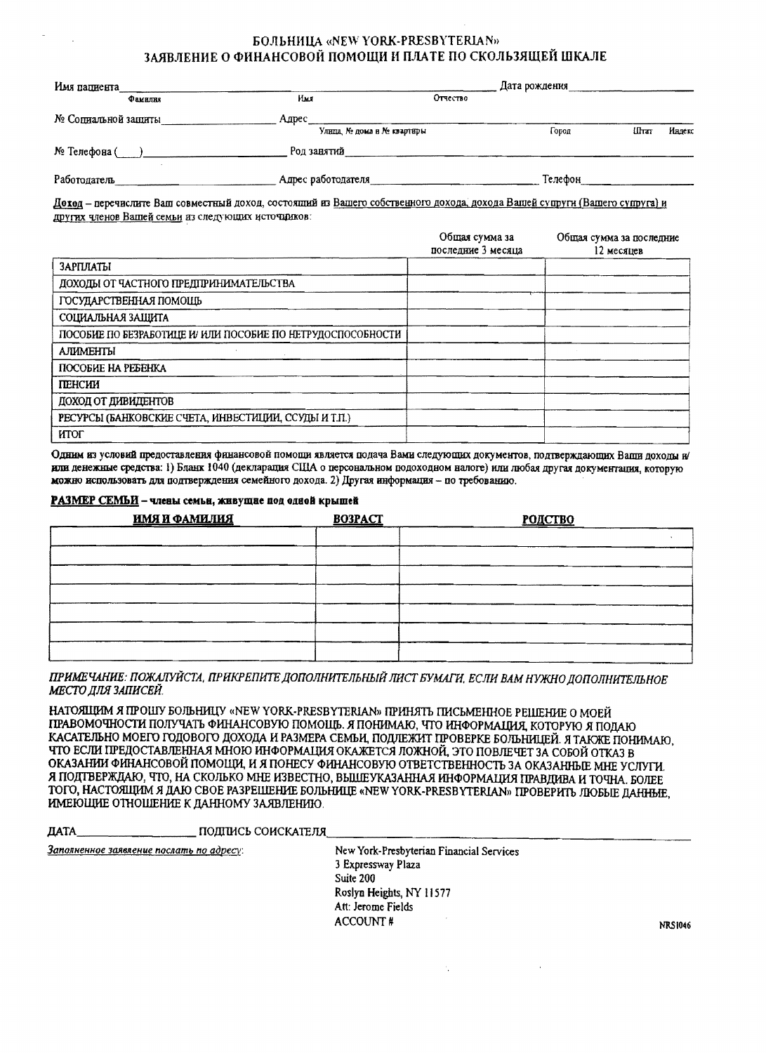# БОЛЬНИЦА «NEW YORK-PRESBYTERIAN»
## ЗАЯВЛЕНИЕ О ФИНАНСОВОЙ ПОМОЩИ И ПЛАТЕ ПО СКОЛЬЗЯЩЕЙ ШКАЛЕ

Имя пациента ______________________________ Дата рождения ______________
Фамилия Имя Отчество

№ Социальной защиты ______________ Адрес ______________________________
Улица, № дома и № квартиры Город Штат Индекс

№ Телефона (____) ______________ Род занятий ______________________________

Работодатель ______________ Адрес работодателя ______________ Телефон ______________

__Доход__ – перечислите Ваш совместный доход, состоящий из __Вашего собственного дохода, дохода Вашей супруги (Вашего супруга) и других членов Вашей семьи__ из следующих источников:

| | Общая сумма за последние 3 месяца | Общая сумма за последние 12 месяцев |
|---|---|---|
| ЗАРПЛАТЫ | | |
| ДОХОДЫ ОТ ЧАСТНОГО ПРЕДПРИНИМАТЕЛЬСТВА | | |
| ГОСУДАРСТВЕННАЯ ПОМОЩЬ | | |
| СОЦИАЛЬНАЯ ЗАЩИТА | | |
| ПОСОБИЕ ПО БЕЗРАБОТИЦЕ И/ ИЛИ ПОСОБИЕ ПО НЕТРУДОСПОСОБНОСТИ | | |
| АЛИМЕНТЫ | | |
| ПОСОБИЕ НА РЕБЕНКА | | |
| ПЕНСИИ | | |
| ДОХОД ОТ ДИВИДЕНТОВ | | |
| РЕСУРСЫ (БАНКОВСКИЕ СЧЕТА, ИНВЕСТИЦИИ, ССУДЫ И Т.П.) | | |
| ИТОГ | | |

**Одним из условий предоставления финансовой помощи является подача Вами следующих документов, подтверждающих Ваши доходы и/ или денежные средства: 1) Бланк 1040 (декларация США о персональном подоходном налоге) или любая другая документация, которую можно использовать для подтверждения семейного дохода. 2) Другая информация – по требованию.**

**__РАЗМЕР СЕМЬИ__ – члены семьи, живущие под одной крышей**

| ИМЯ И ФАМИЛИЯ | ВОЗРАСТ | РОДСТВО |
|---|---|---|
| | | |
| | | |
| | | |
| | | |
| | | |
| | | |
| | | |

*ПРИМЕЧАНИЕ: ПОЖАЛУЙСТА, ПРИКРЕПИТЕ ДОПОЛНИТЕЛЬНЫЙ ЛИСТ БУМАГИ, ЕСЛИ ВАМ НУЖНО ДОПОЛНИТЕЛЬНОЕ МЕСТО ДЛЯ ЗАПИСЕЙ.*

НАТОЯЩИМ Я ПРОШУ БОЛЬНИЦУ «NEW YORK-PRESBYTERIAN» ПРИНЯТЬ ПИСЬМЕННОЕ РЕШЕНИЕ О МОЕЙ ПРАВОМОЧНОСТИ ПОЛУЧАТЬ ФИНАНСОВУЮ ПОМОЩЬ. Я ПОНИМАЮ, ЧТО ИНФОРМАЦИЯ, КОТОРУЮ Я ПОДАЮ КАСАТЕЛЬНО МОЕГО ГОДОВОГО ДОХОДА И РАЗМЕРА СЕМЬИ, ПОДЛЕЖИТ ПРОВЕРКЕ БОЛЬНИЦЕЙ. Я ТАКЖЕ ПОНИМАЮ, ЧТО ЕСЛИ ПРЕДОСТАВЛЕННАЯ МНОЮ ИНФОРМАЦИЯ ОКАЖЕТСЯ ЛОЖНОЙ, ЭТО ПОВЛЕЧЕТ ЗА СОБОЙ ОТКАЗ В ОКАЗАНИИ ФИНАНСОВОЙ ПОМОЩИ, И Я ПОНЕСУ ФИНАНСОВУЮ ОТВЕТСТВЕННОСТЬ ЗА ОКАЗАННЫЕ МНЕ УСЛУГИ. Я ПОДТВЕРЖДАЮ, ЧТО, НА СКОЛЬКО МНЕ ИЗВЕСТНО, ВЫШЕУКАЗАННАЯ ИНФОРМАЦИЯ ПРАВДИВА И ТОЧНА. БОЛЕЕ ТОГО, НАСТОЯЩИМ Я ДАЮ СВОЕ РАЗРЕШЕНИЕ БОЛЬНИЦЕ «NEW YORK-PRESBYTERIAN» ПРОВЕРИТЬ ЛЮБЫЕ ДАННЫЕ, ИМЕЮЩИЕ ОТНОШЕНИЕ К ДАННОМУ ЗАЯВЛЕНИЮ.

ДАТА ______________ ПОДПИСЬ СОИСКАТЕЛЯ ______________________________

*__Заполненное заявление послать по адресу__:*

New York-Presbyterian Financial Services
3 Expressway Plaza
Suite 200
Roslyn Heights, NY 11577
Att: Jerome Fields
ACCOUNT #

NRS1046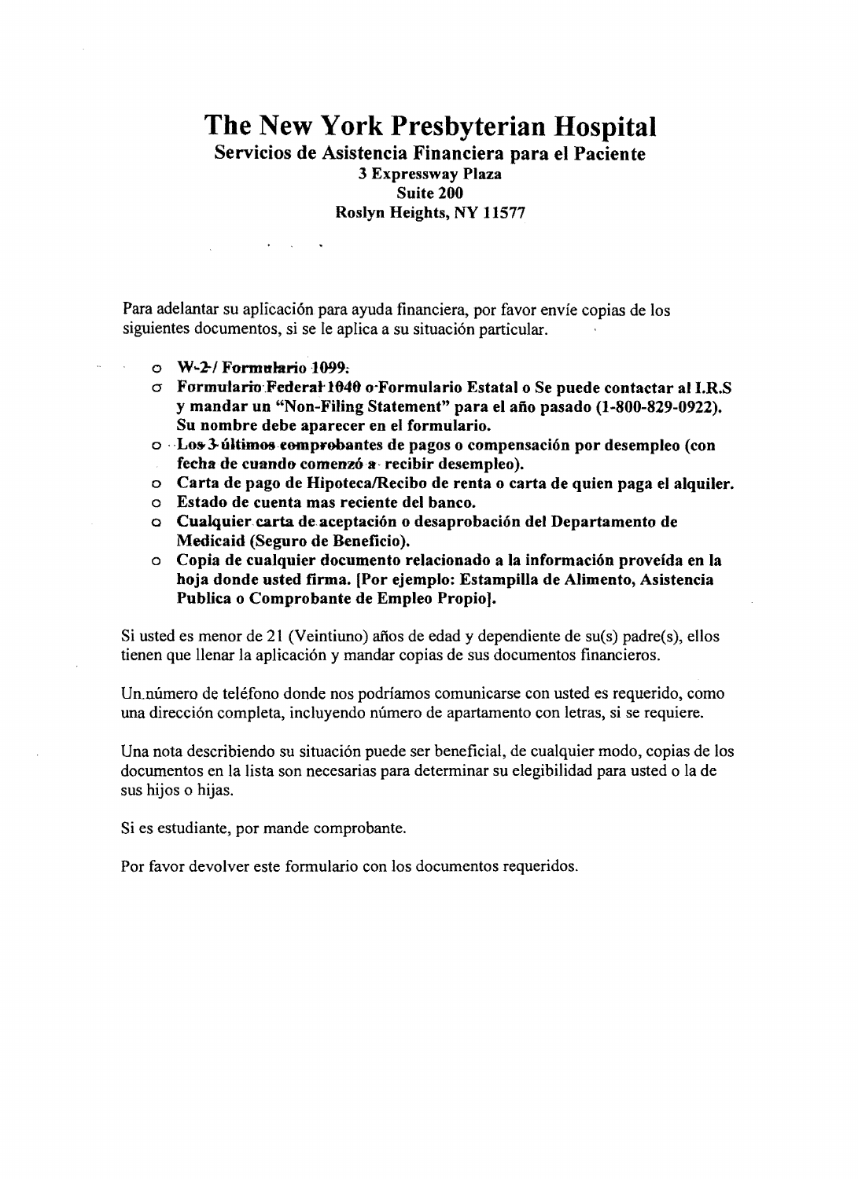# The New York Presbyterian Hospital

## Servicios de Asistencia Financiera para el Paciente

**3 Expressway Plaza**
**Suite 200**
**Roslyn Heights, NY 11577**

Para adelantar su aplicación para ayuda financiera, por favor envíe copias de los siguientes documentos, si se le aplica a su situación particular.

- **W-2 / Formulario 1099.**
- **Formulario Federal 1040 o Formulario Estatal o Se puede contactar al I.R.S y mandar un "Non-Filing Statement" para el año pasado (1-800-829-0922). Su nombre debe aparecer en el formulario.**
- **Los 3 últimos comprobantes de pagos o compensación por desempleo (con fecha de cuando comenzó a recibir desempleo).**
- **Carta de pago de Hipoteca/Recibo de renta o carta de quien paga el alquiler.**
- **Estado de cuenta mas reciente del banco.**
- **Cualquier carta de aceptación o desaprobación del Departamento de Medicaid (Seguro de Beneficio).**
- **Copia de cualquier documento relacionado a la información proveída en la hoja donde usted firma. [Por ejemplo: Estampilla de Alimento, Asistencia Publica o Comprobante de Empleo Propio].**

Si usted es menor de 21 (Veintiuno) años de edad y dependiente de su(s) padre(s), ellos tienen que llenar la aplicación y mandar copias de sus documentos financieros.

Un número de teléfono donde nos podríamos comunicarse con usted es requerido, como una dirección completa, incluyendo número de apartamento con letras, si se requiere.

Una nota describiendo su situación puede ser beneficial, de cualquier modo, copias de los documentos en la lista son necesarias para determinar su elegibilidad para usted o la de sus hijos o hijas.

Si es estudiante, por mande comprobante.

Por favor devolver este formulario con los documentos requeridos.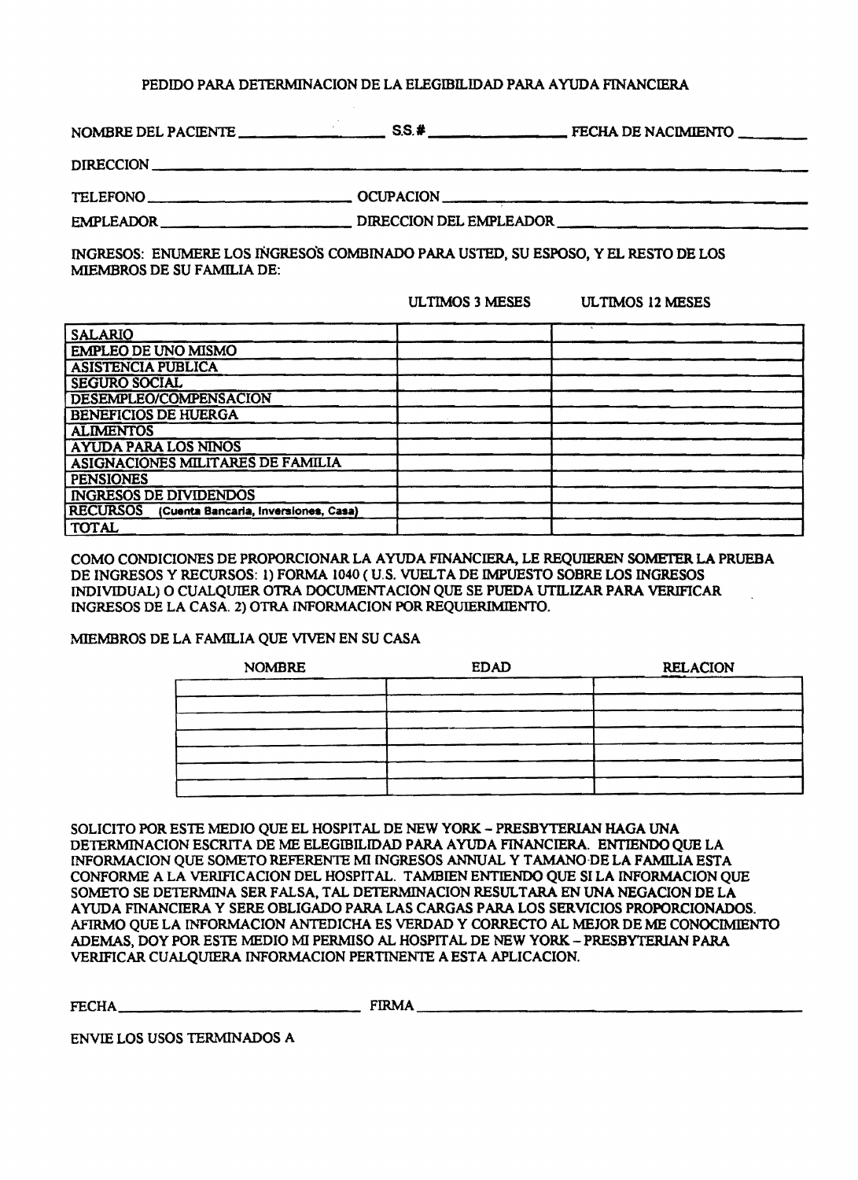# PEDIDO PARA DETERMINACION DE LA ELEGIBILIDAD PARA AYUDA FINANCIERA

NOMBRE DEL PACIENTE ________________ S.S.# ________________ FECHA DE NACIMIENTO ________

DIRECCION ________________________________________________________________

TELEFONO ________________________ OCUPACION ________________________________

EMPLEADOR ________________________ DIRECCION DEL EMPLEADOR ________________________

INGRESOS: ENUMERE LOS INGRESOS COMBINADO PARA USTED, SU ESPOSO, Y EL RESTO DE LOS MIEMBROS DE SU FAMILIA DE:

| | ULTIMOS 3 MESES | ULTIMOS 12 MESES |
|---|---|---|
| SALARIO | | |
| EMPLEO DE UNO MISMO | | |
| ASISTENCIA PUBLICA | | |
| SEGURO SOCIAL | | |
| DESEMPLEO/COMPENSACION | | |
| BENEFICIOS DE HUERGA | | |
| ALIMENTOS | | |
| AYUDA PARA LOS NINOS | | |
| ASIGNACIONES MILITARES DE FAMILIA | | |
| PENSIONES | | |
| INGRESOS DE DIVIDENDOS | | |
| RECURSOS (Cuenta Bancaria, Inversiones, Casa) | | |
| TOTAL | | |

COMO CONDICIONES DE PROPORCIONAR LA AYUDA FINANCIERA, LE REQUIEREN SOMETER LA PRUEBA DE INGRESOS Y RECURSOS: 1) FORMA 1040 ( U.S. VUELTA DE IMPUESTO SOBRE LOS INGRESOS INDIVIDUAL) O CUALQUIER OTRA DOCUMENTACION QUE SE PUEDA UTILIZAR PARA VERIFICAR INGRESOS DE LA CASA. 2) OTRA INFORMACION POR REQUIERIMIENTO.

MIEMBROS DE LA FAMILIA QUE VIVEN EN SU CASA

| NOMBRE | EDAD | RELACION |
|---|---|---|
| | | |
| | | |
| | | |
| | | |
| | | |
| | | |

SOLICITO POR ESTE MEDIO QUE EL HOSPITAL DE NEW YORK – PRESBYTERIAN HAGA UNA DETERMINACION ESCRITA DE ME ELEGIBILIDAD PARA AYUDA FINANCIERA. ENTIENDO QUE LA INFORMACION QUE SOMETO REFERENTE MI INGRESOS ANNUAL Y TAMANO DE LA FAMILIA ESTA CONFORME A LA VERIFICACION DEL HOSPITAL. TAMBIEN ENTIENDO QUE SI LA INFORMACION QUE SOMETO SE DETERMINA SER FALSA, TAL DETERMINACION RESULTARA EN UNA NEGACION DE LA AYUDA FINANCIERA Y SERE OBLIGADO PARA LAS CARGAS PARA LOS SERVICIOS PROPORCIONADOS. AFIRMO QUE LA INFORMACION ANTEDICHA ES VERDAD Y CORRECTO AL MEJOR DE ME CONOCIMIENTO ADEMAS, DOY POR ESTE MEDIO MI PERMISO AL HOSPITAL DE NEW YORK – PRESBYTERIAN PARA VERIFICAR CUALQUIERA INFORMACION PERTINENTE A ESTA APLICACION.

FECHA ________________________ FIRMA ________________________________

ENVIE LOS USOS TERMINADOS A